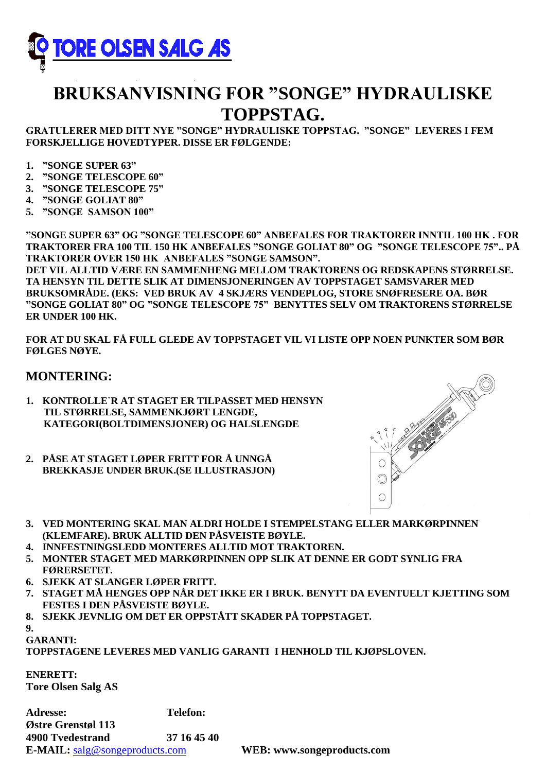**TORE OLSEN SALG AS**

# BRUKSANVISNING FOR ”SONGE” HYDRAULISKE TOPPSTAG.

**GRATULERER MED DITT NYE ”SONGE” HYDRAULISKE TOPPSTAG. ”SONGE” LEVERES I FEM FORSKJELLIGE HOVEDTYPER. DISSE ER FØLGENDE:**

1. **”SONGE SUPER 63”**
2. **”SONGE TELESCOPE 60”**
3. **”SONGE TELESCOPE 75”**
4. **”SONGE GOLIAT 80”**
5. **”SONGE SAMSON 100”**

**”SONGE SUPER 63” OG ”SONGE TELESCOPE 60” ANBEFALES FOR TRAKTORER INNTIL 100 HK . FOR TRAKTORER FRA 100 TIL 150 HK ANBEFALES ”SONGE GOLIAT 80” OG ”SONGE TELESCOPE 75”.. PÅ TRAKTORER OVER 150 HK ANBEFALES ”SONGE SAMSON”.**
**DET VIL ALLTID VÆRE EN SAMMENHENG MELLOM TRAKTORENS OG REDSKAPENS STØRRELSE. TA HENSYN TIL DETTE SLIK AT DIMENSJONERINGEN AV TOPPSTAGET SAMSVARER MED BRUKSOMRÅDE. (EKS: VED BRUK AV 4 SKJÆRS VENDEPLOG, STORE SNØFRESERE OA. BØR ”SONGE GOLIAT 80” OG ”SONGE TELESCOPE 75” BENYTTES SELV OM TRAKTORENS STØRRELSE ER UNDER 100 HK.**

**FOR AT DU SKAL FÅ FULL GLEDE AV TOPPSTAGET VIL VI LISTE OPP NOEN PUNKTER SOM BØR FØLGES NØYE.**

## MONTERING:

1. **KONTROLLE`R AT STAGET ER TILPASSET MED HENSYN TIL STØRRELSE, SAMMENKJØRT LENGDE, KATEGORI(BOLTDIMENSJONER) OG HALSLENGDE**
2. **PÅSE AT STAGET LØPER FRITT FOR Å UNNGÅ BREKKASJE UNDER BRUK.(SE ILLUSTRASJON)**
3. **VED MONTERING SKAL MAN ALDRI HOLDE I STEMPELSTANG ELLER MARKØRPINNEN (KLEMFARE). BRUK ALLTID DEN PÅSVEISTE BØYLE.**
4. **INNFESTNINGSLEDD MONTERES ALLTID MOT TRAKTOREN.**
5. **MONTER STAGET MED MARKØRPINNEN OPP SLIK AT DENNE ER GODT SYNLIG FRA FØRERSETET.**
6. **SJEKK AT SLANGER LØPER FRITT.**
7. **STAGET MÅ HENGES OPP NÅR DET IKKE ER I BRUK. BENYTT DA EVENTUELT KJETTING SOM FESTES I DEN PÅSVEISTE BØYLE.**
8. **SJEKK JEVNLIG OM DET ER OPPSTÅTT SKADER PÅ TOPPSTAGET.**
9. 

**GARANTI:**
**TOPPSTAGENE LEVERES MED VANLIG GARANTI I HENHOLD TIL KJØPSLOVEN.**

**ENERETT:**
**Tore Olsen Salg AS**

| | |
|---|---|
| **Adresse:** | **Telefon:** |
| **Østre Grenstøl 113** | |
| **4900 Tvedestrand** | **37 16 45 40** |

**E-MAIL:** salg@songeproducts.com **WEB: www.songeproducts.com**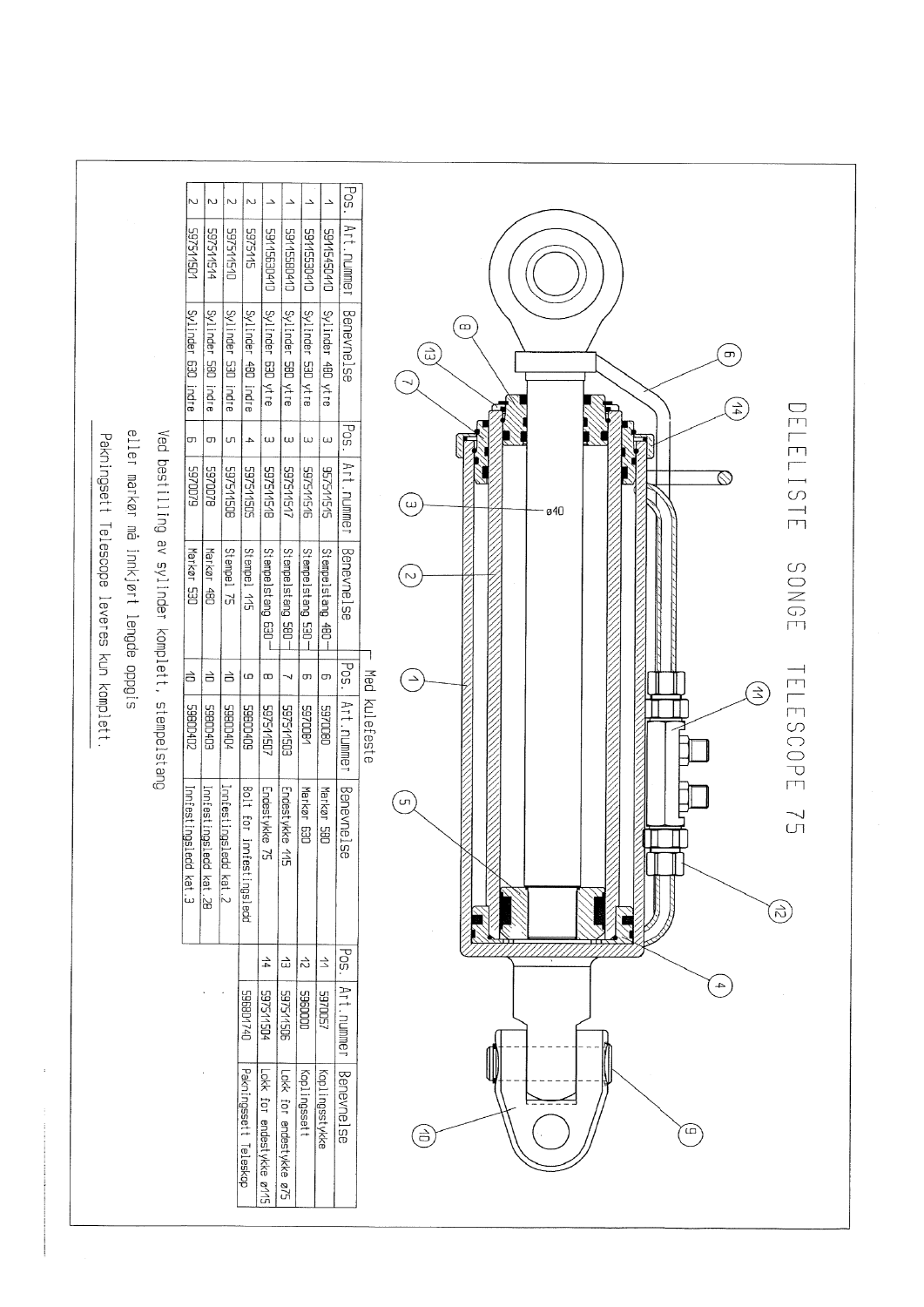# DELELISTE SONGE TELESCOPE 75

ø40

| Pos. | Art.nummer | Benevnelse | Pos. | Art.nummer | Benevnelse | Pos. | Art.nummer | Benevnelse |
|---|---|---|---|---|---|---|---|---|
| 1 | 5941545041D | Sylinder 480 ytre | 3 | 95751515 | Stempelstang 480 | 6 | 5970080 | Markør 580 |
| 1 | 5941553041D | Sylinder 530 ytre | 3 | 59751516 | Stempelstang 530 | 6 | 5970081 | Markør 630 |
| 1 | 5941558041D | Sylinder 580 ytre | 3 | 59751517 | Stempelstang 580 | 7 | 59751503 | Endestykke 115 |
| 1 | 5941563041D | Sylinder 630 ytre | 3 | 59751518 | Stempelstang 630 | 8 | 59751507 | Endestykke 75 |
| 2 | 5975115 | Sylinder 480 indre | 4 | 59751505 | Stempel 115 | 9 | 59800409 | Bolt for innfestingsledd |
| 2 | 59751510 | Sylinder 530 indre | 5 | 59751508 | Stempel 75 | 10 | 59800404 | Innfestingsledd kat.2 |
| 2 | 59751514 | Sylinder 580 indre | 6 | 5970078 | Markør 480 | 10 | 59800403 | Innfestingsledd kat.2B |
| 2 | 59751501 | Sylinder 630 indre | 6 | 5970079 | Markør 530 | 10 | 59800402 | Innfestingsledd kat.3 |

Med kulefeste

| Pos. | Art.nummer | Benevnelse |
|---|---|---|
| 11 | 5970057 | Koplingsstykke |
| 12 | 5960000 | Koplingssett |
| 13 | 59751506 | Lokk for endestykke ø75 |
| 14 | 59751504 | Lokk for endestykke ø115 |
| | 596800174D | Pakningssett Teleskop |

Ved bestilling av sylinder komplett, stempelstang eller markør må innkjørt lengde oppgis

Pakningsett Telescope leveres kun komplett.